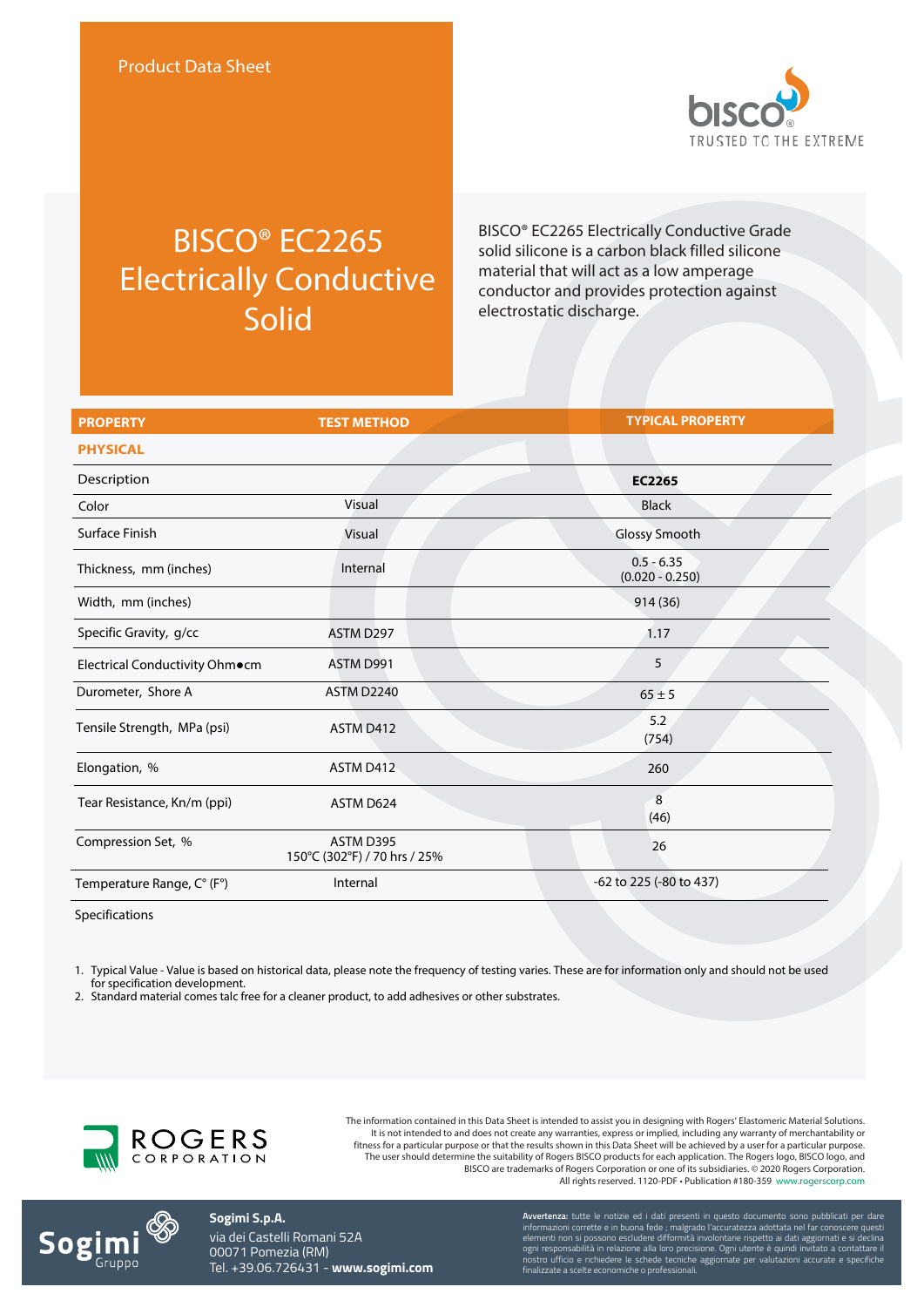Product Data Sheet

# BISCO® EC2265 Electrically Conductive Solid

BISCO® EC2265 Electrically Conductive Grade solid silicone is a carbon black filled silicone material that will act as a low amperage conductor and provides protection against electrostatic discharge.

| PROPERTY | TEST METHOD | TYPICAL PROPERTY |
|---|---|---|
| **PHYSICAL** | | |
| Description | | **EC2265** |
| Color | Visual | Black |
| Surface Finish | Visual | Glossy Smooth |
| Thickness, mm (inches) | Internal | 0.5 - 6.35 (0.020 - 0.250) |
| Width, mm (inches) | | 914 (36) |
| Specific Gravity, g/cc | ASTM D297 | 1.17 |
| Electrical Conductivity Ohm•cm | ASTM D991 | 5 |
| Durometer, Shore A | ASTM D2240 | 65 ± 5 |
| Tensile Strength, MPa (psi) | ASTM D412 | 5.2 (754) |
| Elongation, % | ASTM D412 | 260 |
| Tear Resistance, Kn/m (ppi) | ASTM D624 | 8 (46) |
| Compression Set, % | ASTM D395 150°C (302°F) / 70 hrs / 25% | 26 |
| Temperature Range, C° (F°) | Internal | -62 to 225 (-80 to 437) |

Specifications

1. Typical Value - Value is based on historical data, please note the frequency of testing varies. These are for information only and should not be used for specification development.
2. Standard material comes talc free for a cleaner product, to add adhesives or other substrates.

The information contained in this Data Sheet is intended to assist you in designing with Rogers' Elastomeric Material Solutions. It is not intended to and does not create any warranties, express or implied, including any warranty of merchantability or fitness for a particular purpose or that the results shown in this Data Sheet will be achieved by a user for a particular purpose. The user should determine the suitability of Rogers BISCO products for each application. The Rogers logo, BISCO logo, and BISCO are trademarks of Rogers Corporation or one of its subsidiaries. © 2020 Rogers Corporation. All rights reserved. 1120-PDF • Publication #180-359 www.rogerscorp.com

**Sogimi S.p.A.**
via dei Castelli Romani 52A
00071 Pomezia (RM)
Tel. +39.06.726431 - **www.sogimi.com**

**Avvertenza:** tutte le notizie ed i dati presenti in questo documento sono pubblicati per dare informazioni corrette e in buona fede ; malgrado l'accuratezza adottata nel far conoscere questi elementi non si possono escludere difformità involontarie rispetto ai dati aggiornati e si declina ogni responsabilità in relazione alla loro precisione. Ogni utente è quindi invitato a contattare il nostro ufficio e richiedere le schede tecniche aggiornate per valutazioni accurate e specifiche finalizzate a scelte economiche o professionali.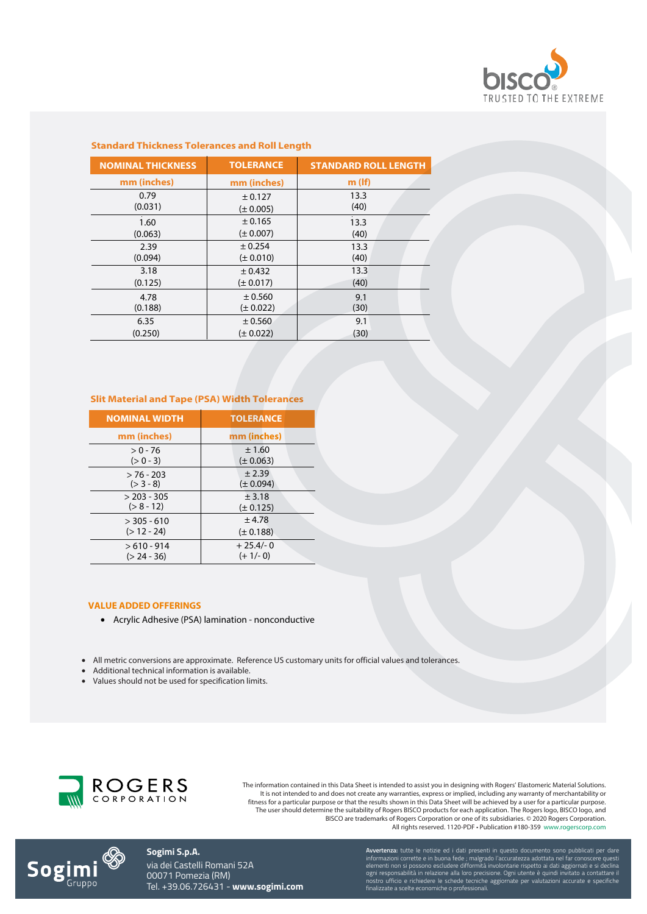### Standard Thickness Tolerances and Roll Length

| NOMINAL THICKNESS | TOLERANCE | STANDARD ROLL LENGTH |
|---|---|---|
| mm (inches) | mm (inches) | m (lf) |
| 0.79 (0.031) | ± 0.127 (± 0.005) | 13.3 (40) |
| 1.60 (0.063) | ± 0.165 (± 0.007) | 13.3 (40) |
| 2.39 (0.094) | ± 0.254 (± 0.010) | 13.3 (40) |
| 3.18 (0.125) | ± 0.432 (± 0.017) | 13.3 (40) |
| 4.78 (0.188) | ± 0.560 (± 0.022) | 9.1 (30) |
| 6.35 (0.250) | ± 0.560 (± 0.022) | 9.1 (30) |

### Slit Material and Tape (PSA) Width Tolerances

| NOMINAL WIDTH | TOLERANCE |
|---|---|
| mm (inches) | mm (inches) |
| > 0 - 76 (> 0 - 3) | ± 1.60 (± 0.063) |
| > 76 - 203 (> 3 - 8) | ± 2.39 (± 0.094) |
| > 203 - 305 (> 8 - 12) | ± 3.18 (± 0.125) |
| > 305 - 610 (> 12 - 24) | ± 4.78 (± 0.188) |
| > 610 - 914 (> 24 - 36) | + 25.4/- 0 (+ 1/- 0) |

### VALUE ADDED OFFERINGS

- Acrylic Adhesive (PSA) lamination - nonconductive

- All metric conversions are approximate. Reference US customary units for official values and tolerances.
- Additional technical information is available.
- Values should not be used for specification limits.

The information contained in this Data Sheet is intended to assist you in designing with Rogers' Elastomeric Material Solutions. It is not intended to and does not create any warranties, express or implied, including any warranty of merchantability or fitness for a particular purpose or that the results shown in this Data Sheet will be achieved by a user for a particular purpose. The user should determine the suitability of Rogers BISCO products for each application. The Rogers logo, BISCO logo, and BISCO are trademarks of Rogers Corporation or one of its subsidiaries. © 2020 Rogers Corporation. All rights reserved. 1120-PDF • Publication #180-359 www.rogerscorp.com

**Sogimi S.p.A.**
via dei Castelli Romani 52A
00071 Pomezia (RM)
Tel. +39.06.726431 - **www.sogimi.com**

**Avvertenza:** tutte le notizie ed i dati presenti in questo documento sono pubblicati per dare informazioni corrette e in buona fede ; malgrado l'accuratezza adottata nel far conoscere questi elementi non si possono escludere difformità involontarie rispetto ai dati aggiornati e si declina ogni responsabilità in relazione alla loro precisione. Ogni utente è quindi invitato a contattare il nostro ufficio e richiedere le schede tecniche aggiornate per valutazioni accurate e specifiche finalizzate a scelte economiche o professionali.